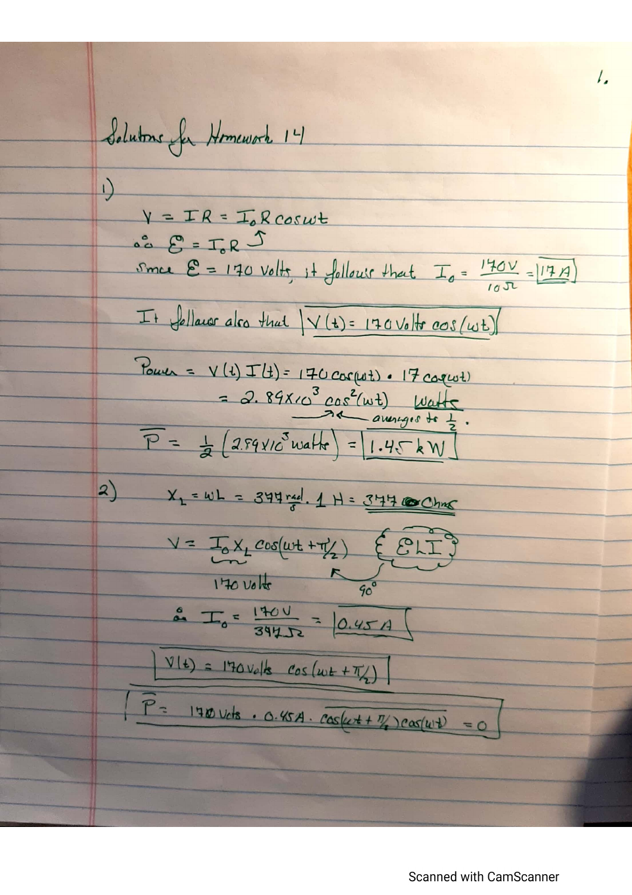# Solutions for Homework 14

1)

$$V = IR = I_0 R \cos\omega t$$

$\therefore \mathcal{E} = I_0 R$

Since $\mathcal{E} = 170$ volts, it follows that $I_0 = \frac{170\,V}{10\,\Omega} = \boxed{17\,A}$

It follows also that $\boxed{V(t) = 170 \text{ Volts} \cos(\omega t)}$

$$\text{Power} = V(t)\,I(t) = 170\cos(\omega t) \cdot 17\cos(\omega t)$$

$$= 2.89 \times 10^3 \cos^2(\omega t) \text{ Watts}$$

($\cos^2(\omega t)$ averages to $\frac{1}{2}$.)

$$\overline{P} = \frac{1}{2}\left(2.89 \times 10^3 \text{ watts}\right) = \boxed{1.45\,kW}$$

2)

$$X_L = \omega L = 377 \tfrac{\text{rad}}{s} \cdot 1\,H = 377 \text{ Ohms}$$

$$V = I_0 X_L \cos(\omega t + \pi/2)$$

($I_0 X_L$ = 170 volts; $\pi/2$ = 90°) { ELI }

$$\therefore I_0 = \frac{170\,V}{377\,\Omega} = \boxed{0.45\,A}$$

$$\boxed{V(t) = 170 \text{ Volts} \cos(\omega t + \pi/2)}$$

$$\boxed{\overline{P} = 170 \text{ Volts} \cdot 0.45\,A \cdot \overline{\cos(\omega t + \pi/2)\cos(\omega t)} = 0}$$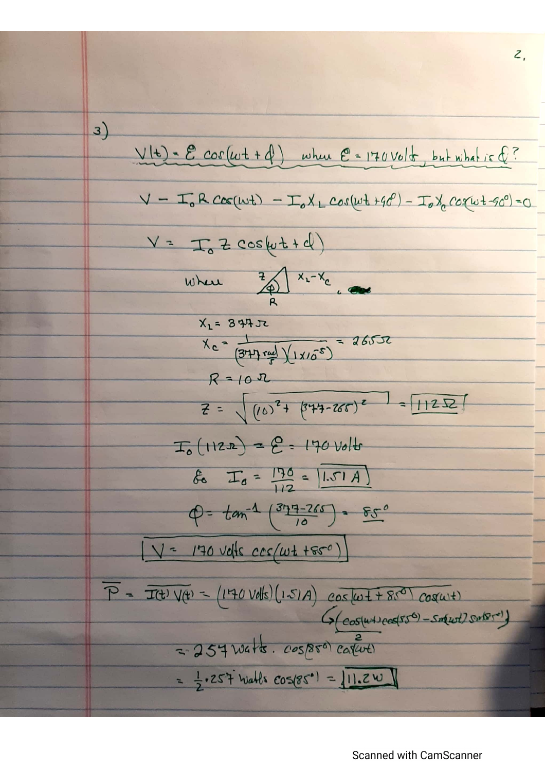3)

$V(t) = \mathcal{E} \cos(\omega t + \phi)$ when $\mathcal{E} = 170$ Volts, but what is $\phi$?

$$V - I_0 R \cos(\omega t) - I_0 X_L \cos(\omega t + 90^\circ) - I_0 X_C \cos(\omega t - 90^\circ) = 0$$

$$V = I_0 Z \cos(\omega t + \phi)$$

where [triangle with hypotenuse $Z$, adjacent side $R$, opposite side $X_L - X_C$, angle $\phi$].

$X_L = 377\,\Omega$

$X_C = \dfrac{1}{(377 \frac{rad}{s})(1 \times 10^{-5})} = 265\,\Omega$

$R = 10\,\Omega$

$Z = \sqrt{(10)^2 + (377 - 265)^2} = \boxed{112\,\Omega}$

$I_0 (112\,\Omega) = \mathcal{E} = 170$ Volts

So $I_0 = \dfrac{170}{112} = \boxed{1.51\,A}$

$\phi = \tan^{-1}\left(\dfrac{377 - 265}{10}\right) = 85^\circ$

$$\boxed{V = 170 \text{ volts} \cos(\omega t + 85^\circ)}$$

$\overline{P} = \overline{I(t) V(t)} = (170 \text{ Volts})(1.51 A) \; \overline{\cos(\omega t + 85^\circ) \cos(\omega t)}$

$\hookrightarrow \dfrac{(\cos(\omega t)\cos(85^\circ) - \sin(\omega t)\sin(85^\circ))}{2}$

$= 257 \text{ watts} \cdot \cos(85^\circ) \, \overline{\cos(\omega t)}$

$= \frac{1}{2} \cdot 257 \text{ watts} \cos(85^\circ) = \boxed{11.2\,W}$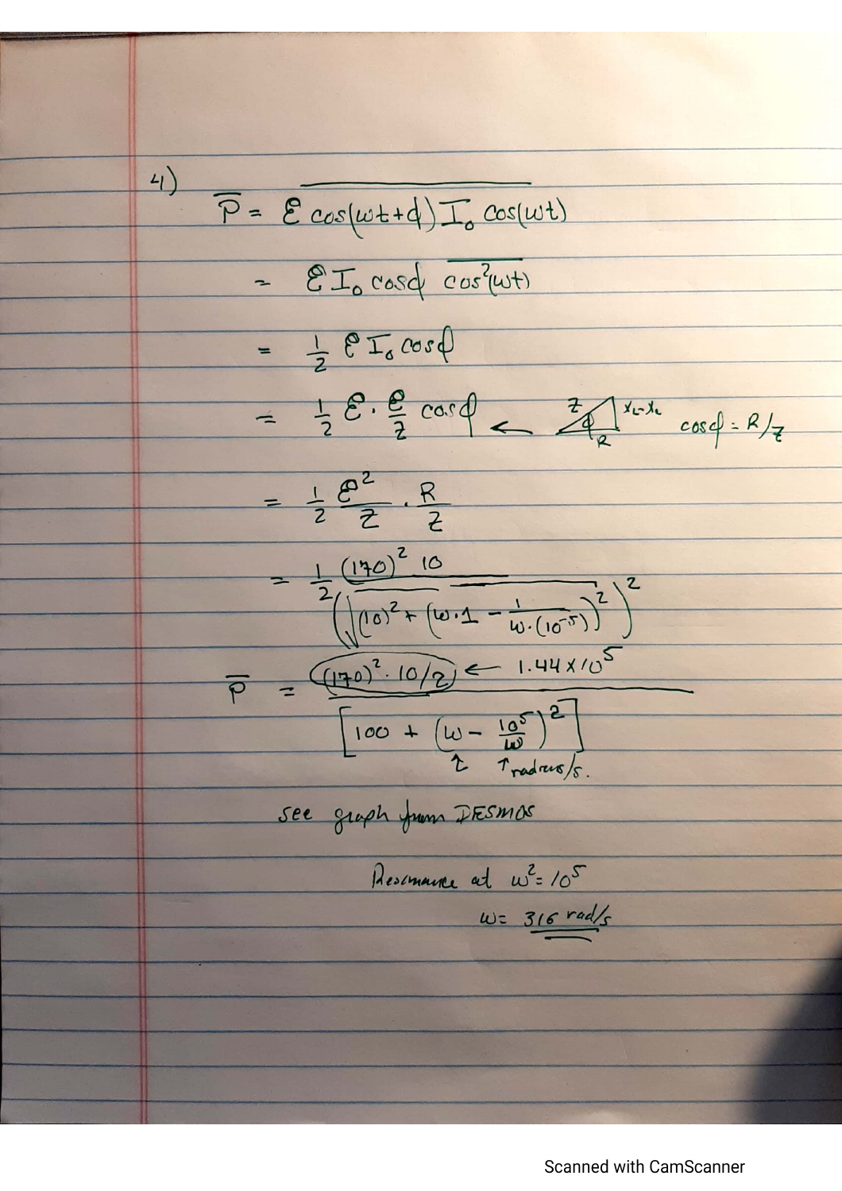4)

$$\overline{P} = \overline{\mathcal{E}\cos(\omega t + \phi) I_0 \cos(\omega t)}$$

$$= \mathcal{E} I_0 \cos\phi \, \overline{\cos^2(\omega t)}$$

$$= \frac{1}{2} \mathcal{E} I_0 \cos\phi$$

$$= \frac{1}{2} \mathcal{E} \cdot \frac{\mathcal{E}}{Z} \cos\phi \leftarrow$$ (triangle with hypotenuse $Z$, angle $\phi$, adjacent side $R$, opposite side $X_L - X_C$) $\cos\phi = R/Z$

$$= \frac{1}{2} \frac{\mathcal{E}^2}{Z} \cdot \frac{R}{Z}$$

$$= \frac{1}{2} \frac{(170)^2 \, 10}{\left(\sqrt{(10)^2 + \left(\omega \cdot 1 - \frac{1}{\omega \cdot (10^{-5})}\right)^2}\right)^2}$$

$$\overline{P} = \frac{(170)^2 \cdot 10/2}{\left[100 + \left(\omega - \frac{10^5}{\omega}\right)^2\right]}$$

$(170)^2 \cdot 10/2 \leftarrow 1.44 \times 10^5$

$\omega$ ↑ radians/s.

see graph from DESMOS

Resonance at $\omega^2 = 10^5$

$\omega = \underline{316 \text{ rad/s}}$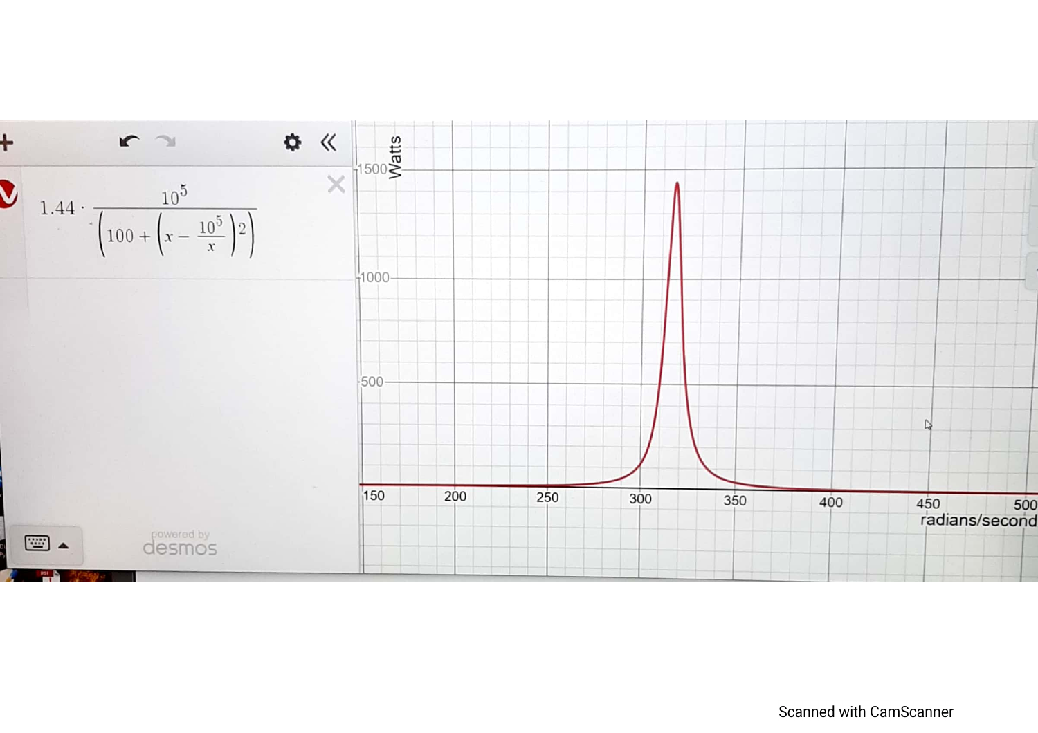$$1.44 \cdot \frac{10^5}{\left(100 + \left(x - \frac{10^5}{x}\right)^2\right)}$$

Watts

1500

1000

500

150 200 250 300 350 400 450 500

radians/second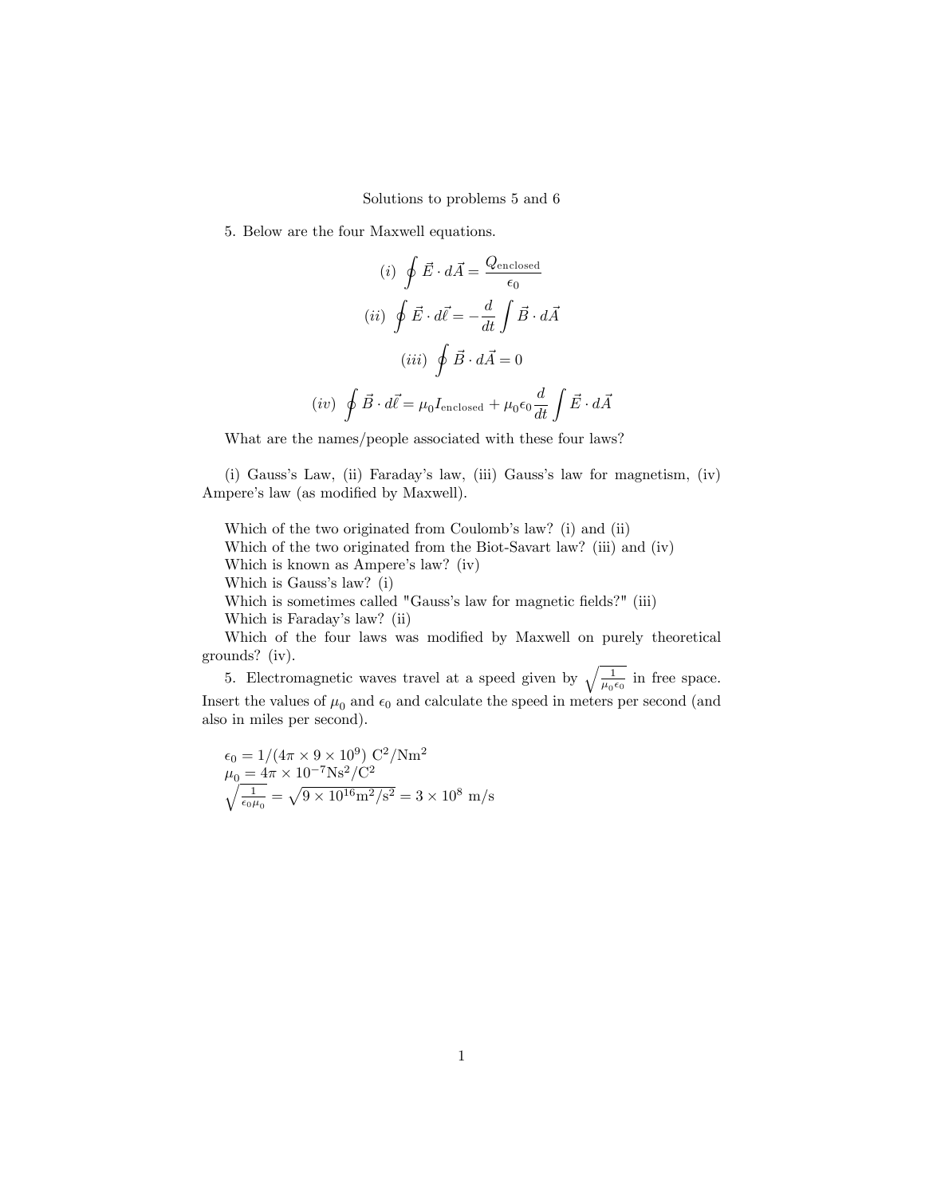Solutions to problems 5 and 6

5. Below are the four Maxwell equations.

$$(i)\ \oint \vec{E} \cdot d\vec{A} = \frac{Q_{\text{enclosed}}}{\epsilon_0}$$

$$(ii)\ \oint \vec{E} \cdot d\vec{\ell} = -\frac{d}{dt} \int \vec{B} \cdot d\vec{A}$$

$$(iii)\ \oint \vec{B} \cdot d\vec{A} = 0$$

$$(iv)\ \oint \vec{B} \cdot d\vec{\ell} = \mu_0 I_{\text{enclosed}} + \mu_0 \epsilon_0 \frac{d}{dt} \int \vec{E} \cdot d\vec{A}$$

What are the names/people associated with these four laws?

(i) Gauss's Law, (ii) Faraday's law, (iii) Gauss's law for magnetism, (iv) Ampere's law (as modified by Maxwell).

Which of the two originated from Coulomb's law? (i) and (ii)
Which of the two originated from the Biot-Savart law? (iii) and (iv)
Which is known as Ampere's law? (iv)
Which is Gauss's law? (i)
Which is sometimes called "Gauss's law for magnetic fields?" (iii)
Which is Faraday's law? (ii)
Which of the four laws was modified by Maxwell on purely theoretical grounds? (iv).

5. Electromagnetic waves travel at a speed given by $\sqrt{\frac{1}{\mu_0 \epsilon_0}}$ in free space. Insert the values of $\mu_0$ and $\epsilon_0$ and calculate the speed in meters per second (and also in miles per second).

$\epsilon_0 = 1/(4\pi \times 9 \times 10^9)\ \text{C}^2/\text{Nm}^2$
$\mu_0 = 4\pi \times 10^{-7} \text{Ns}^2/\text{C}^2$
$\sqrt{\frac{1}{\epsilon_0 \mu_0}} = \sqrt{9 \times 10^{16} \text{m}^2/\text{s}^2} = 3 \times 10^8\ \text{m/s}$